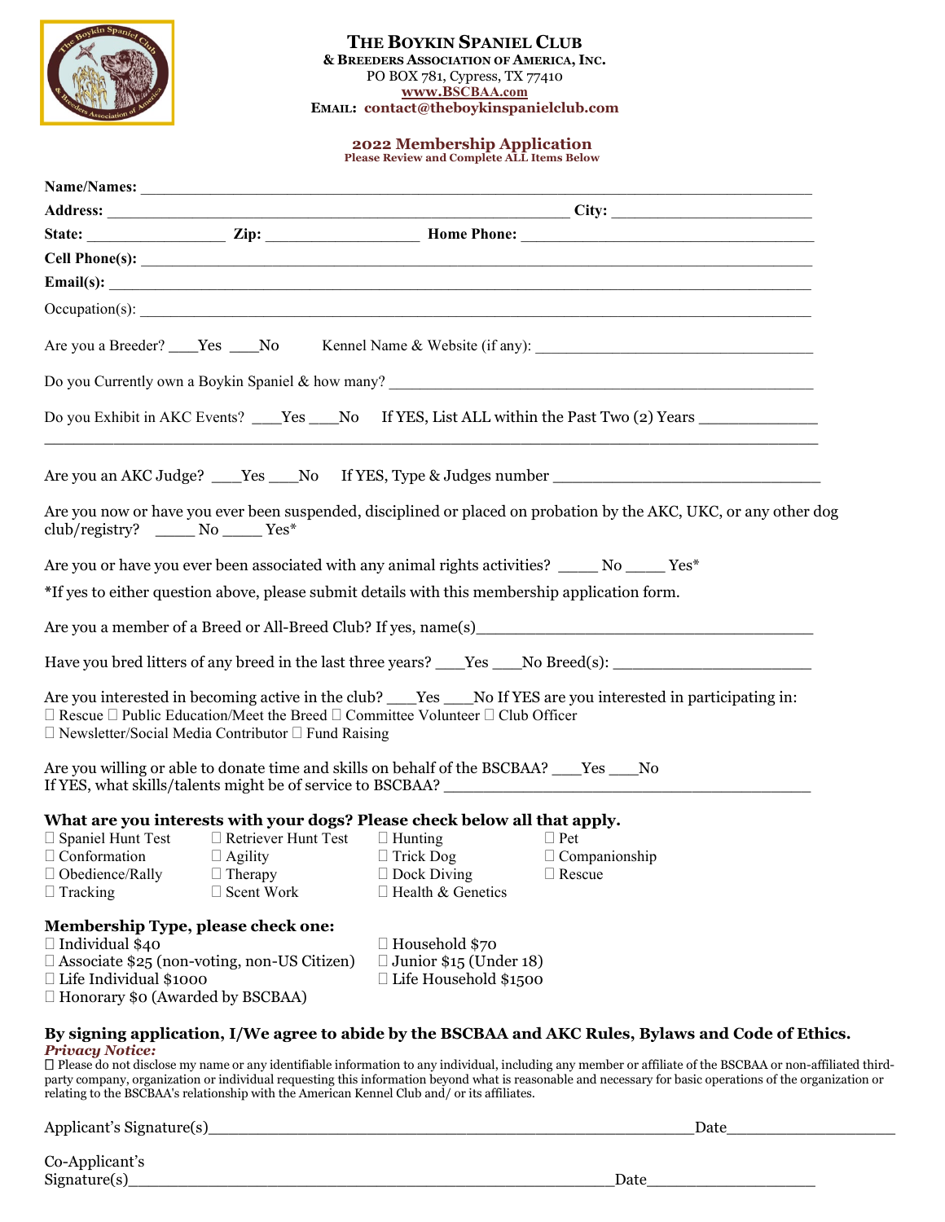# The Boykin Spaniel Club

**& Breeders Association of America, Inc.**
PO BOX 781, Cypress, TX 77410
**www.BSCBAA.com**
**Email: contact@theboykinspanielclub.com**

## 2022 Membership Application

**Please Review and Complete ALL Items Below**

**Name/Names:** ________________________________________________________________

**Address:** ______________________________________________ **City:** ____________________

**State:** ______________ **Zip:** ________________ **Home Phone:** ______________________________

**Cell Phone(s):** ______________________________________________________________

**Email(s):** __________________________________________________________________

Occupation(s): ________________________________________________________________

Are you a Breeder? ___Yes ___No Kennel Name & Website (if any): ____________________________

Do you Currently own a Boykin Spaniel & how many? ____________________________________________

Do you Exhibit in AKC Events? ___Yes ___No If YES, List ALL within the Past Two (2) Years ____________
________________________________________________________________________________

Are you an AKC Judge? ___Yes ___No If YES, Type & Judges number ____________________________

Are you now or have you ever been suspended, disciplined or placed on probation by the AKC, UKC, or any other dog club/registry? _____ No _____ Yes*

Are you or have you ever been associated with any animal rights activities? ____ No ____ Yes*

*If yes to either question above, please submit details with this membership application form.

Are you a member of a Breed or All-Breed Club? If yes, name(s)____________________________________

Have you bred litters of any breed in the last three years? ___Yes ___No Breed(s): ____________________

Are you interested in becoming active in the club? ___Yes ___No If YES are you interested in participating in:
☐ Rescue ☐ Public Education/Meet the Breed ☐ Committee Volunteer ☐ Club Officer
☐ Newsletter/Social Media Contributor ☐ Fund Raising

Are you willing or able to donate time and skills on behalf of the BSCBAA? ___Yes ___No
If YES, what skills/talents might be of service to BSCBAA? ____________________________________

### What are you interests with your dogs? Please check below all that apply.

| | | | |
|---|---|---|---|
| ☐ Spaniel Hunt Test | ☐ Retriever Hunt Test | ☐ Hunting | ☐ Pet |
| ☐ Conformation | ☐ Agility | ☐ Trick Dog | ☐ Companionship |
| ☐ Obedience/Rally | ☐ Therapy | ☐ Dock Diving | ☐ Rescue |
| ☐ Tracking | ☐ Scent Work | ☐ Health & Genetics | |

### Membership Type, please check one:

| | |
|---|---|
| ☐ Individual $40 | ☐ Household $70 |
| ☐ Associate $25 (non-voting, non-US Citizen) | ☐ Junior $15 (Under 18) |
| ☐ Life Individual $1000 | ☐ Life Household $1500 |
| ☐ Honorary $0 (Awarded by BSCBAA) | |

**By signing application, I/We agree to abide by the BSCBAA and AKC Rules, Bylaws and Code of Ethics.**

***Privacy Notice:***
☐ Please do not disclose my name or any identifiable information to any individual, including any member or affiliate of the BSCBAA or non-affiliated third-party company, organization or individual requesting this information beyond what is reasonable and necessary for basic operations of the organization or relating to the BSCBAA's relationship with the American Kennel Club and/ or its affiliates.

Applicant's Signature(s)_______________________________________________Date________________

Co-Applicant's
Signature(s)_______________________________________________Date________________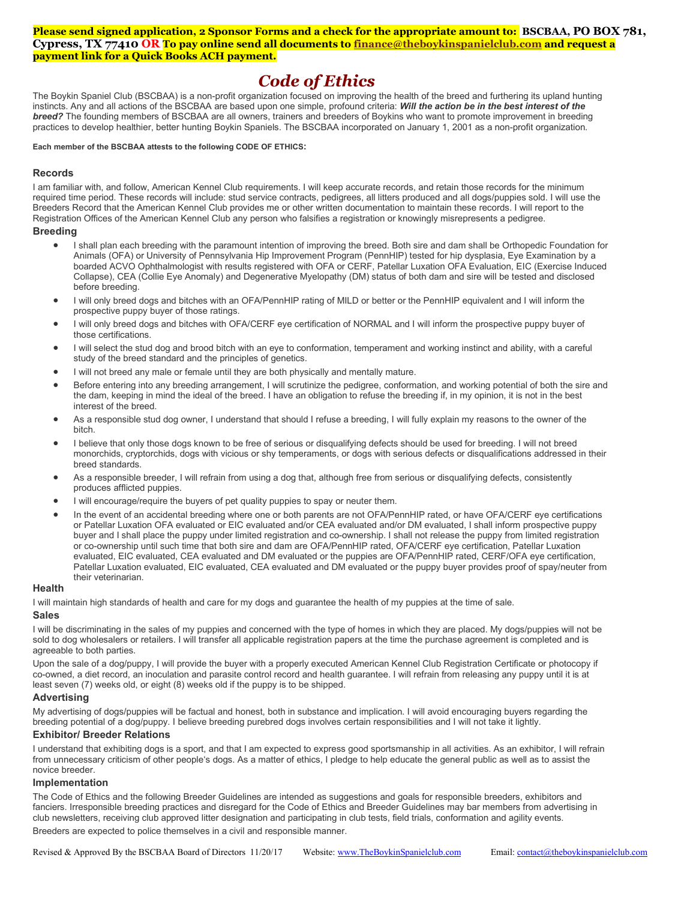**Please send signed application, 2 Sponsor Forms and a check for the appropriate amount to: BSCBAA, PO BOX 781, Cypress, TX 77410 OR To pay online send all documents to finance@theboykinspanielclub.com and request a payment link for a Quick Books ACH payment.**

# *Code of Ethics*

The Boykin Spaniel Club (BSCBAA) is a non-profit organization focused on improving the health of the breed and furthering its upland hunting instincts. Any and all actions of the BSCBAA are based upon one simple, profound criteria: ***Will the action be in the best interest of the breed?*** The founding members of BSCBAA are all owners, trainers and breeders of Boykins who want to promote improvement in breeding practices to develop healthier, better hunting Boykin Spaniels. The BSCBAA incorporated on January 1, 2001 as a non-profit organization.

**Each member of the BSCBAA attests to the following CODE OF ETHICS:**

### Records

I am familiar with, and follow, American Kennel Club requirements. I will keep accurate records, and retain those records for the minimum required time period. These records will include: stud service contracts, pedigrees, all litters produced and all dogs/puppies sold. I will use the Breeders Record that the American Kennel Club provides me or other written documentation to maintain these records. I will report to the Registration Offices of the American Kennel Club any person who falsifies a registration or knowingly misrepresents a pedigree.

### Breeding

- I shall plan each breeding with the paramount intention of improving the breed. Both sire and dam shall be Orthopedic Foundation for Animals (OFA) or University of Pennsylvania Hip Improvement Program (PennHIP) tested for hip dysplasia, Eye Examination by a boarded ACVO Ophthalmologist with results registered with OFA or CERF, Patellar Luxation OFA Evaluation, EIC (Exercise Induced Collapse), CEA (Collie Eye Anomaly) and Degenerative Myelopathy (DM) status of both dam and sire will be tested and disclosed before breeding.
- I will only breed dogs and bitches with an OFA/PennHIP rating of MILD or better or the PennHIP equivalent and I will inform the prospective puppy buyer of those ratings.
- I will only breed dogs and bitches with OFA/CERF eye certification of NORMAL and I will inform the prospective puppy buyer of those certifications.
- I will select the stud dog and brood bitch with an eye to conformation, temperament and working instinct and ability, with a careful study of the breed standard and the principles of genetics.
- I will not breed any male or female until they are both physically and mentally mature.
- Before entering into any breeding arrangement, I will scrutinize the pedigree, conformation, and working potential of both the sire and the dam, keeping in mind the ideal of the breed. I have an obligation to refuse the breeding if, in my opinion, it is not in the best interest of the breed.
- As a responsible stud dog owner, I understand that should I refuse a breeding, I will fully explain my reasons to the owner of the bitch.
- I believe that only those dogs known to be free of serious or disqualifying defects should be used for breeding. I will not breed monorchids, cryptorchids, dogs with vicious or shy temperaments, or dogs with serious defects or disqualifications addressed in their breed standards.
- As a responsible breeder, I will refrain from using a dog that, although free from serious or disqualifying defects, consistently produces afflicted puppies.
- I will encourage/require the buyers of pet quality puppies to spay or neuter them.
- In the event of an accidental breeding where one or both parents are not OFA/PennHIP rated, or have OFA/CERF eye certifications or Patellar Luxation OFA evaluated or EIC evaluated and/or CEA evaluated and/or DM evaluated, I shall inform prospective puppy buyer and I shall place the puppy under limited registration and co-ownership. I shall not release the puppy from limited registration or co-ownership until such time that both sire and dam are OFA/PennHIP rated, OFA/CERF eye certification, Patellar Luxation evaluated, EIC evaluated, CEA evaluated and DM evaluated or the puppies are OFA/PennHIP rated, CERF/OFA eye certification, Patellar Luxation evaluated, EIC evaluated, CEA evaluated and DM evaluated or the puppy buyer provides proof of spay/neuter from their veterinarian.

### Health

I will maintain high standards of health and care for my dogs and guarantee the health of my puppies at the time of sale.

### Sales

I will be discriminating in the sales of my puppies and concerned with the type of homes in which they are placed. My dogs/puppies will not be sold to dog wholesalers or retailers. I will transfer all applicable registration papers at the time the purchase agreement is completed and is agreeable to both parties.

Upon the sale of a dog/puppy, I will provide the buyer with a properly executed American Kennel Club Registration Certificate or photocopy if co-owned, a diet record, an inoculation and parasite control record and health guarantee. I will refrain from releasing any puppy until it is at least seven (7) weeks old, or eight (8) weeks old if the puppy is to be shipped.

### Advertising

My advertising of dogs/puppies will be factual and honest, both in substance and implication. I will avoid encouraging buyers regarding the breeding potential of a dog/puppy. I believe breeding purebred dogs involves certain responsibilities and I will not take it lightly.

### Exhibitor/ Breeder Relations

I understand that exhibiting dogs is a sport, and that I am expected to express good sportsmanship in all activities. As an exhibitor, I will refrain from unnecessary criticism of other people's dogs. As a matter of ethics, I pledge to help educate the general public as well as to assist the novice breeder.

### Implementation

The Code of Ethics and the following Breeder Guidelines are intended as suggestions and goals for responsible breeders, exhibitors and fanciers. Irresponsible breeding practices and disregard for the Code of Ethics and Breeder Guidelines may bar members from advertising in club newsletters, receiving club approved litter designation and participating in club tests, field trials, conformation and agility events.

Breeders are expected to police themselves in a civil and responsible manner.

Revised & Approved By the BSCBAA Board of Directors 11/20/17 Website: www.TheBoykinSpanielclub.com Email: contact@theboykinspanielclub.com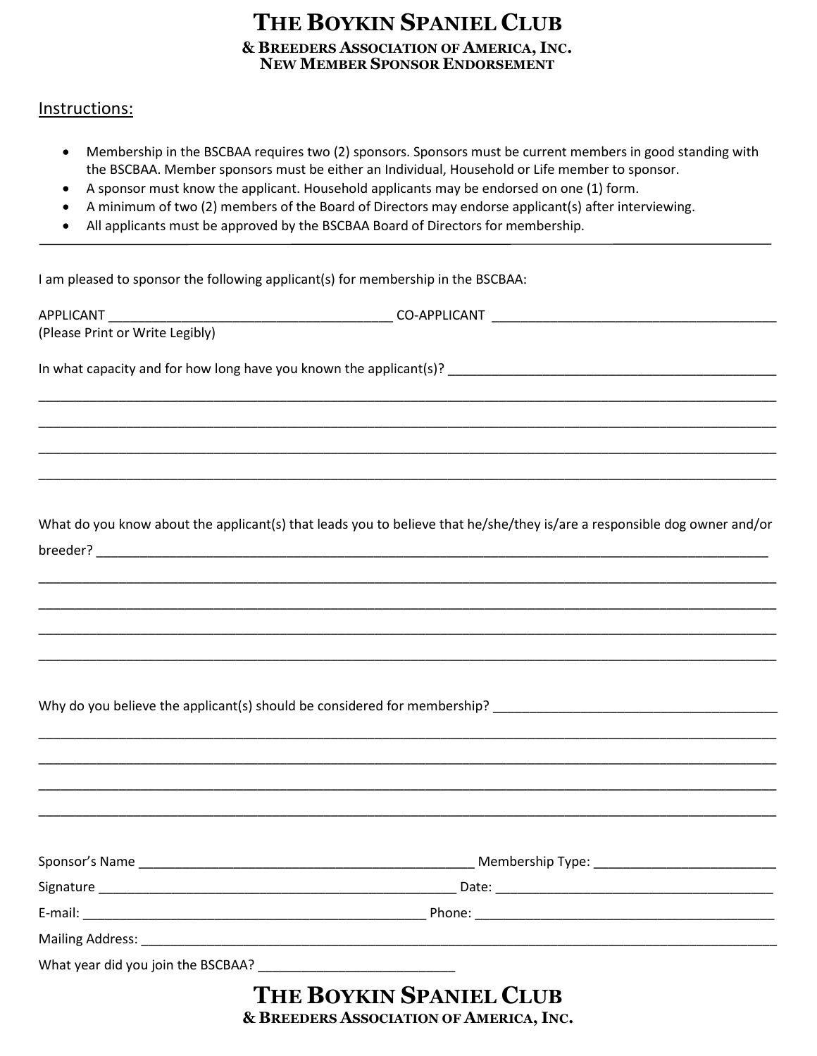# The Boykin Spaniel Club

## & Breeders Association of America, Inc.
## New Member Sponsor Endorsement

Instructions:

- Membership in the BSCBAA requires two (2) sponsors. Sponsors must be current members in good standing with the BSCBAA. Member sponsors must be either an Individual, Household or Life member to sponsor.
- A sponsor must know the applicant. Household applicants may be endorsed on one (1) form.
- A minimum of two (2) members of the Board of Directors may endorse applicant(s) after interviewing.
- All applicants must be approved by the BSCBAA Board of Directors for membership.

---

I am pleased to sponsor the following applicant(s) for membership in the BSCBAA:

APPLICANT ________________________________________ CO-APPLICANT ________________________________________
(Please Print or Write Legibly)

In what capacity and for how long have you known the applicant(s)? ______________________________________________

_____________________________________________________________________________________________________

_____________________________________________________________________________________________________

_____________________________________________________________________________________________________

_____________________________________________________________________________________________________

What do you know about the applicant(s) that leads you to believe that he/she/they is/are a responsible dog owner and/or breeder? ____________________________________________________________________________________________

_____________________________________________________________________________________________________

_____________________________________________________________________________________________________

_____________________________________________________________________________________________________

_____________________________________________________________________________________________________

Why do you believe the applicant(s) should be considered for membership? ________________________________________

_____________________________________________________________________________________________________

_____________________________________________________________________________________________________

_____________________________________________________________________________________________________

_____________________________________________________________________________________________________

Sponsor's Name ________________________________________________ Membership Type: __________________________

Signature ___________________________________________________ Date: ________________________________________

E-mail: _______________________________________________ Phone: __________________________________________

Mailing Address: ____________________________________________________________________________________

What year did you join the BSCBAA? ___________________________

# The Boykin Spaniel Club

## & Breeders Association of America, Inc.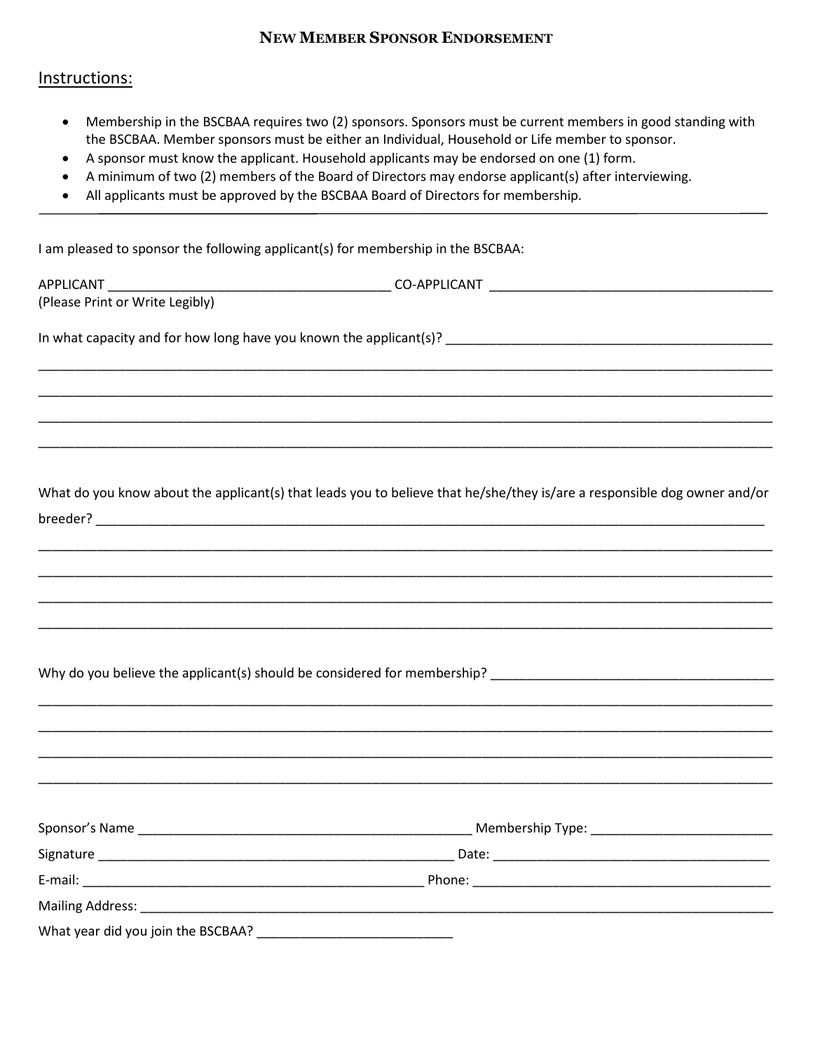# NEW MEMBER SPONSOR ENDORSEMENT

## Instructions:

- Membership in the BSCBAA requires two (2) sponsors. Sponsors must be current members in good standing with the BSCBAA. Member sponsors must be either an Individual, Household or Life member to sponsor.
- A sponsor must know the applicant. Household applicants may be endorsed on one (1) form.
- A minimum of two (2) members of the Board of Directors may endorse applicant(s) after interviewing.
- All applicants must be approved by the BSCBAA Board of Directors for membership.

---

I am pleased to sponsor the following applicant(s) for membership in the BSCBAA:

APPLICANT ________________________________________ CO-APPLICANT ________________________________________
(Please Print or Write Legibly)

In what capacity and for how long have you known the applicant(s)? ______________________________________________

_____________________________________________________________________________________________________

_____________________________________________________________________________________________________

_____________________________________________________________________________________________________

_____________________________________________________________________________________________________

What do you know about the applicant(s) that leads you to believe that he/she/they is/are a responsible dog owner and/or breeder? ____________________________________________________________________________________________

_____________________________________________________________________________________________________

_____________________________________________________________________________________________________

_____________________________________________________________________________________________________

_____________________________________________________________________________________________________

Why do you believe the applicant(s) should be considered for membership? _______________________________________

_____________________________________________________________________________________________________

_____________________________________________________________________________________________________

_____________________________________________________________________________________________________

_____________________________________________________________________________________________________

Sponsor's Name ________________________________________________ Membership Type: _________________________

Signature ___________________________________________________ Date: _______________________________________

E-mail: ________________________________________________ Phone: ___________________________________________

Mailing Address: ____________________________________________________________________________________________

What year did you join the BSCBAA? ____________________________